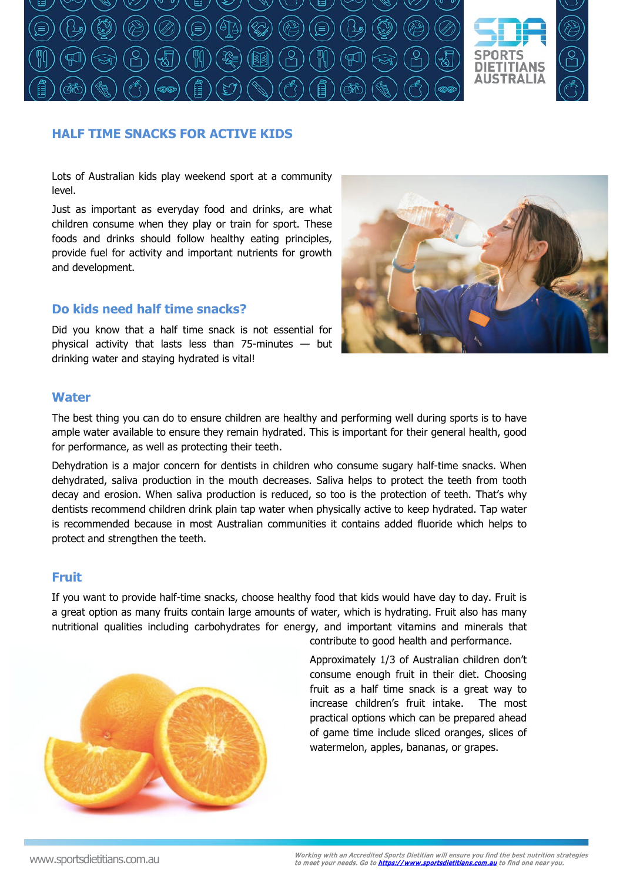# HALF TIME SNACKS FOR ACTIVE KIDS

Lots of Australian kids play weekend sport at a community level.

Just as important as everyday food and drinks, are what children consume when they play or train for sport. These foods and drinks should follow healthy eating principles, provide fuel for activity and important nutrients for growth and development.

## Do kids need half time snacks?

Did you know that a half time snack is not essential for physical activity that lasts less than 75-minutes — but drinking water and staying hydrated is vital!

## Water

The best thing you can do to ensure children are healthy and performing well during sports is to have ample water available to ensure they remain hydrated. This is important for their general health, good for performance, as well as protecting their teeth.

Dehydration is a major concern for dentists in children who consume sugary half-time snacks. When dehydrated, saliva production in the mouth decreases. Saliva helps to protect the teeth from tooth decay and erosion. When saliva production is reduced, so too is the protection of teeth. That's why dentists recommend children drink plain tap water when physically active to keep hydrated. Tap water is recommended because in most Australian communities it contains added fluoride which helps to protect and strengthen the teeth.

## Fruit

If you want to provide half-time snacks, choose healthy food that kids would have day to day. Fruit is a great option as many fruits contain large amounts of water, which is hydrating. Fruit also has many nutritional qualities including carbohydrates for energy, and important vitamins and minerals that contribute to good health and performance.

Approximately 1/3 of Australian children don't consume enough fruit in their diet. Choosing fruit as a half time snack is a great way to increase children's fruit intake. The most practical options which can be prepared ahead of game time include sliced oranges, slices of watermelon, apples, bananas, or grapes.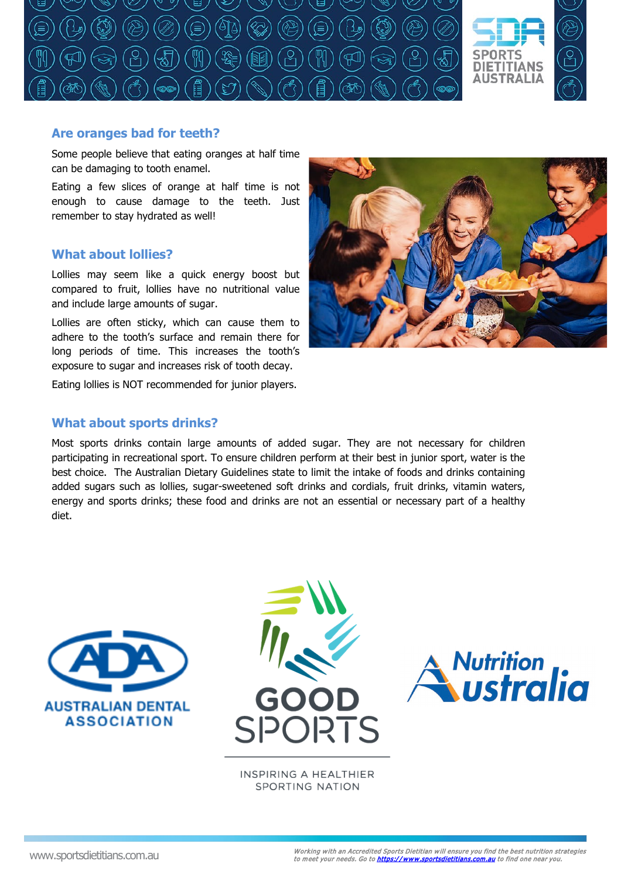## Are oranges bad for teeth?

Some people believe that eating oranges at half time can be damaging to tooth enamel.

Eating a few slices of orange at half time is not enough to cause damage to the teeth. Just remember to stay hydrated as well!

## What about lollies?

Lollies may seem like a quick energy boost but compared to fruit, lollies have no nutritional value and include large amounts of sugar.

Lollies are often sticky, which can cause them to adhere to the tooth's surface and remain there for long periods of time. This increases the tooth's exposure to sugar and increases risk of tooth decay.

Eating lollies is NOT recommended for junior players.

## What about sports drinks?

Most sports drinks contain large amounts of added sugar. They are not necessary for children participating in recreational sport. To ensure children perform at their best in junior sport, water is the best choice. The Australian Dietary Guidelines state to limit the intake of foods and drinks containing added sugars such as lollies, sugar-sweetened soft drinks and cordials, fruit drinks, vitamin waters, energy and sports drinks; these food and drinks are not an essential or necessary part of a healthy diet.

AUSTRALIAN DENTAL ASSOCIATION

GOOD SPORTS

INSPIRING A HEALTHIER SPORTING NATION

Nutrition Australia

www.sportsdietitians.com.au

*Working with an Accredited Sports Dietitian will ensure you find the best nutrition strategies to meet your needs. Go to https://www.sportsdietitians.com.au to find one near you.*